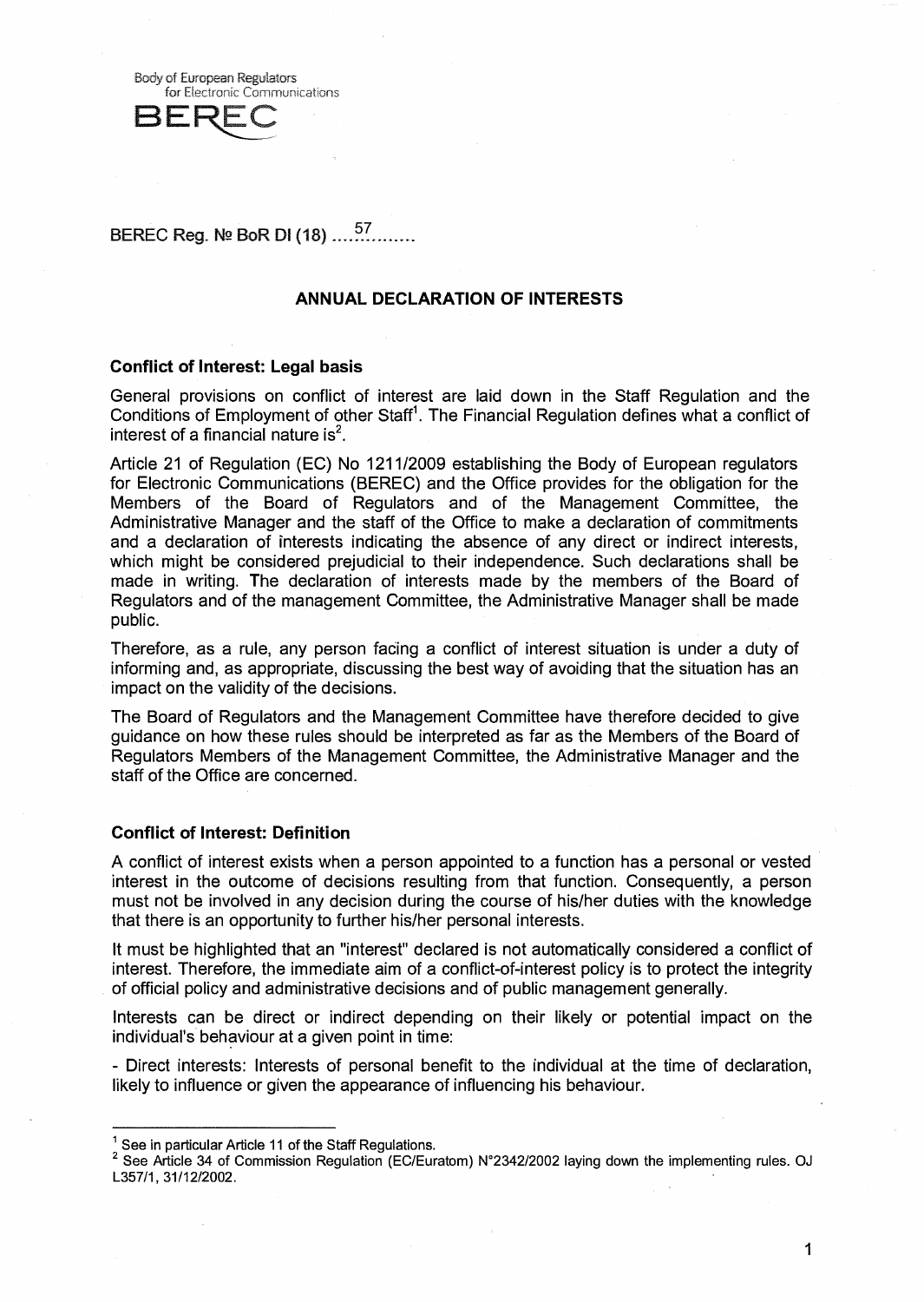Body of European Regulators for Electronic Communications

BEREC

BEREC Reg. № BoR DI (18) ....57........

## ANNUAL DECLARATION OF INTERESTS

### Conflict of Interest: Legal basis

General provisions on conflict of interest are laid down in the Staff Regulation and the Conditions of Employment of other Staff[1]. The Financial Regulation defines what a conflict of interest of a financial nature is[2].

Article 21 of Regulation (EC) No 1211/2009 establishing the Body of European regulators for Electronic Communications (BEREC) and the Office provides for the obligation for the Members of the Board of Regulators and of the Management Committee, the Administrative Manager and the staff of the Office to make a declaration of commitments and a declaration of interests indicating the absence of any direct or indirect interests, which might be considered prejudicial to their independence. Such declarations shall be made in writing. The declaration of interests made by the members of the Board of Regulators and of the management Committee, the Administrative Manager shall be made public.

Therefore, as a rule, any person facing a conflict of interest situation is under a duty of informing and, as appropriate, discussing the best way of avoiding that the situation has an impact on the validity of the decisions.

The Board of Regulators and the Management Committee have therefore decided to give guidance on how these rules should be interpreted as far as the Members of the Board of Regulators Members of the Management Committee, the Administrative Manager and the staff of the Office are concerned.

### Conflict of Interest: Definition

A conflict of interest exists when a person appointed to a function has a personal or vested interest in the outcome of decisions resulting from that function. Consequently, a person must not be involved in any decision during the course of his/her duties with the knowledge that there is an opportunity to further his/her personal interests.

It must be highlighted that an "interest" declared is not automatically considered a conflict of interest. Therefore, the immediate aim of a conflict-of-interest policy is to protect the integrity of official policy and administrative decisions and of public management generally.

Interests can be direct or indirect depending on their likely or potential impact on the individual's behaviour at a given point in time:

- Direct interests: Interests of personal benefit to the individual at the time of declaration, likely to influence or given the appearance of influencing his behaviour.

---

[1] See in particular Article 11 of the Staff Regulations.

[2] See Article 34 of Commission Regulation (EC/Euratom) N°2342/2002 laying down the implementing rules. OJ L357/1, 31/12/2002.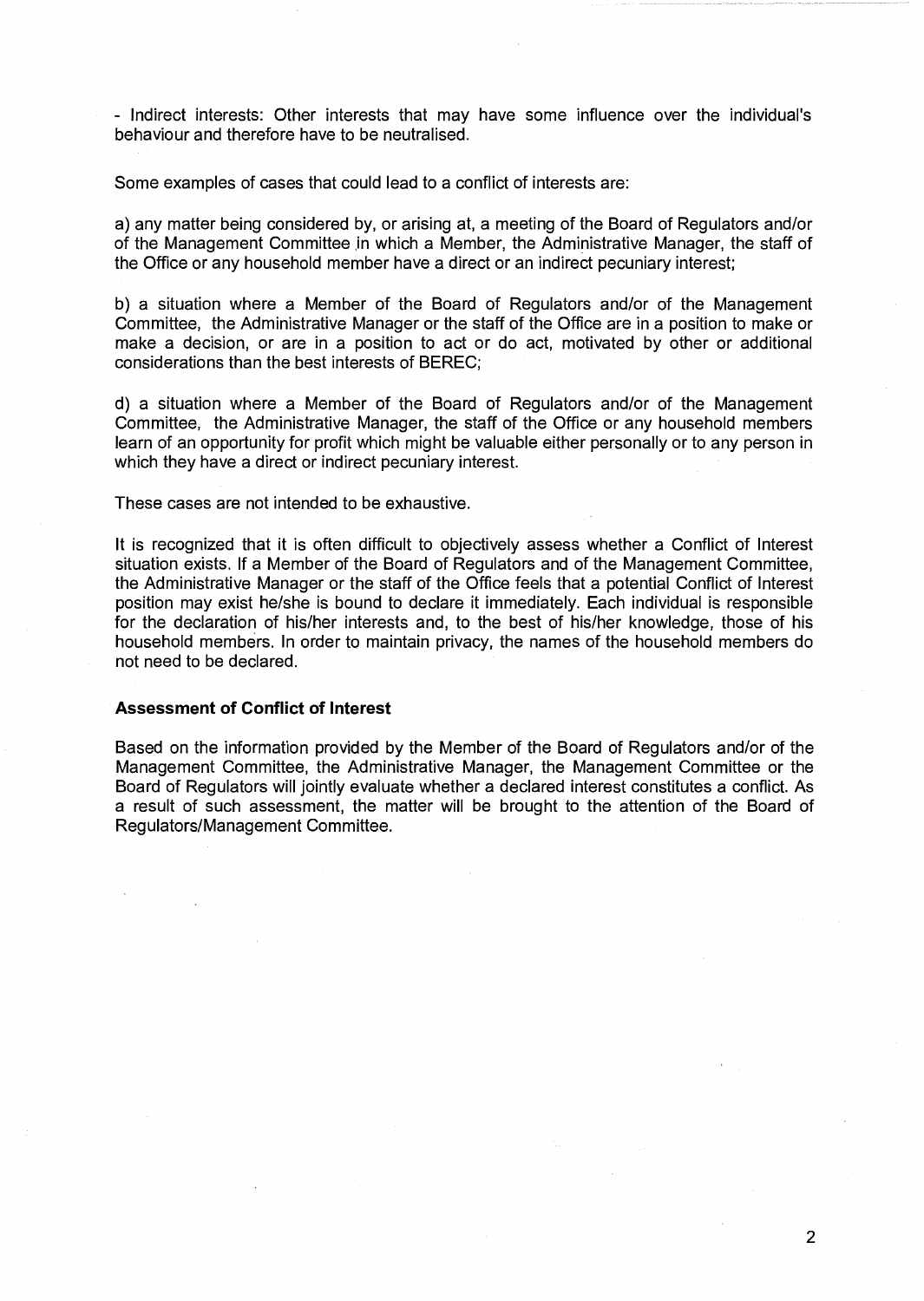- Indirect interests: Other interests that may have some influence over the individual's behaviour and therefore have to be neutralised.

Some examples of cases that could lead to a conflict of interests are:

a) any matter being considered by, or arising at, a meeting of the Board of Regulators and/or of the Management Committee in which a Member, the Administrative Manager, the staff of the Office or any household member have a direct or an indirect pecuniary interest;

b) a situation where a Member of the Board of Regulators and/or of the Management Committee, the Administrative Manager or the staff of the Office are in a position to make or make a decision, or are in a position to act or do act, motivated by other or additional considerations than the best interests of BEREC;

d) a situation where a Member of the Board of Regulators and/or of the Management Committee, the Administrative Manager, the staff of the Office or any household members learn of an opportunity for profit which might be valuable either personally or to any person in which they have a direct or indirect pecuniary interest.

These cases are not intended to be exhaustive.

It is recognized that it is often difficult to objectively assess whether a Conflict of Interest situation exists. If a Member of the Board of Regulators and of the Management Committee, the Administrative Manager or the staff of the Office feels that a potential Conflict of Interest position may exist he/she is bound to declare it immediately. Each individual is responsible for the declaration of his/her interests and, to the best of his/her knowledge, those of his household members. In order to maintain privacy, the names of the household members do not need to be declared.

**Assessment of Conflict of Interest**

Based on the information provided by the Member of the Board of Regulators and/or of the Management Committee, the Administrative Manager, the Management Committee or the Board of Regulators will jointly evaluate whether a declared interest constitutes a conflict. As a result of such assessment, the matter will be brought to the attention of the Board of Regulators/Management Committee.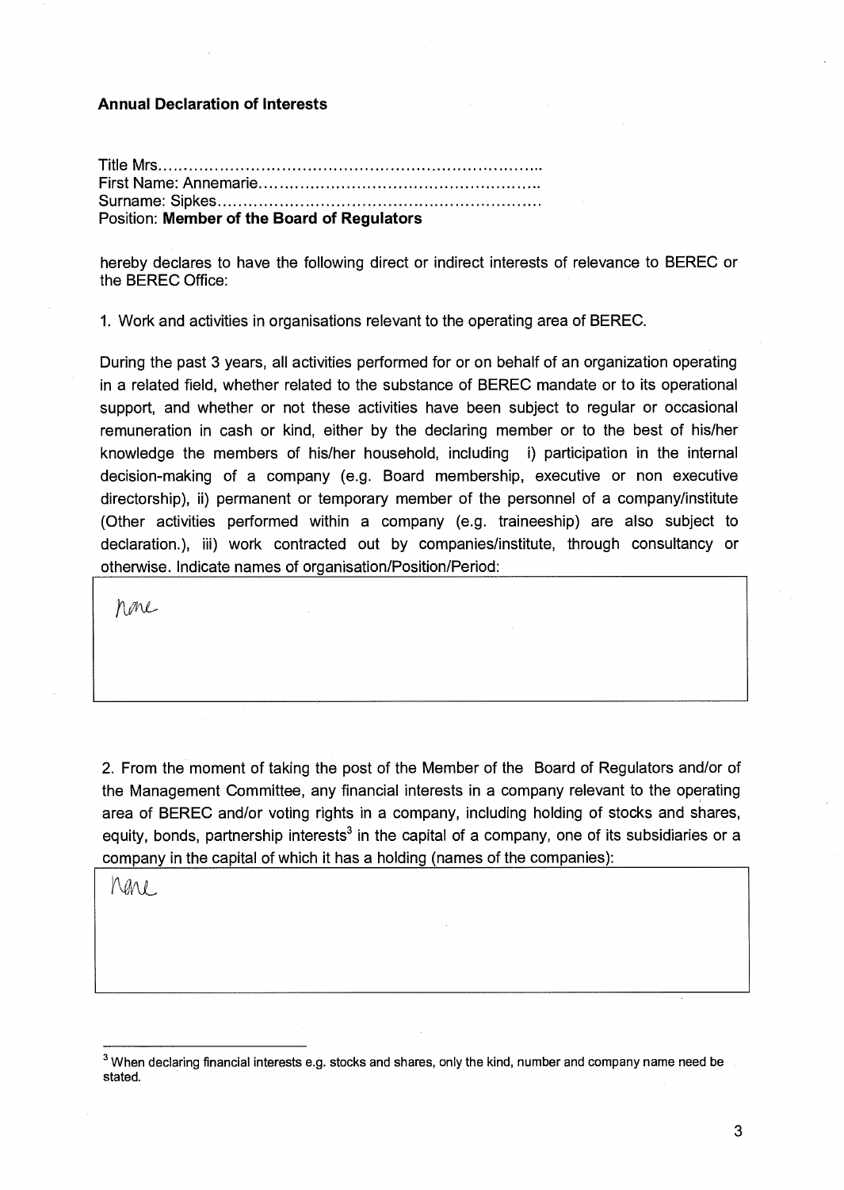**Annual Declaration of Interests**

Title Mrs……………………………………………………………………..
First Name: Annemarie……………………………………………………..
Surname: Sipkes……………………………………………………………
Position: **Member of the Board of Regulators**

hereby declares to have the following direct or indirect interests of relevance to BEREC or the BEREC Office:

1. Work and activities in organisations relevant to the operating area of BEREC.

During the past 3 years, all activities performed for or on behalf of an organization operating in a related field, whether related to the substance of BEREC mandate or to its operational support, and whether or not these activities have been subject to regular or occasional remuneration in cash or kind, either by the declaring member or to the best of his/her knowledge the members of his/her household, including i) participation in the internal decision-making of a company (e.g. Board membership, executive or non executive directorship), ii) permanent or temporary member of the personnel of a company/institute (Other activities performed within a company (e.g. traineeship) are also subject to declaration.), iii) work contracted out by companies/institute, through consultancy or otherwise. Indicate names of organisation/Position/Period:

none

2. From the moment of taking the post of the Member of the Board of Regulators and/or of the Management Committee, any financial interests in a company relevant to the operating area of BEREC and/or voting rights in a company, including holding of stocks and shares, equity, bonds, partnership interests[3] in the capital of a company, one of its subsidiaries or a company in the capital of which it has a holding (names of the companies):

none

[3] When declaring financial interests e.g. stocks and shares, only the kind, number and company name need be stated.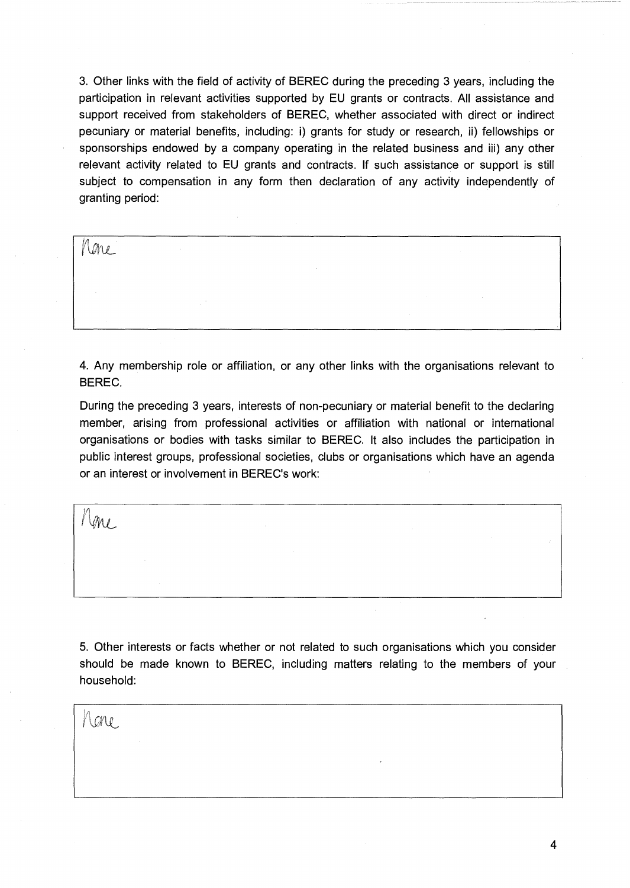3. Other links with the field of activity of BEREC during the preceding 3 years, including the participation in relevant activities supported by EU grants or contracts. All assistance and support received from stakeholders of BEREC, whether associated with direct or indirect pecuniary or material benefits, including: i) grants for study or research, ii) fellowships or sponsorships endowed by a company operating in the related business and iii) any other relevant activity related to EU grants and contracts. If such assistance or support is still subject to compensation in any form then declaration of any activity independently of granting period:

| None |
|---|

4. Any membership role or affiliation, or any other links with the organisations relevant to BEREC.

During the preceding 3 years, interests of non-pecuniary or material benefit to the declaring member, arising from professional activities or affiliation with national or international organisations or bodies with tasks similar to BEREC. It also includes the participation in public interest groups, professional societies, clubs or organisations which have an agenda or an interest or involvement in BEREC's work:

| None |
|---|

5. Other interests or facts whether or not related to such organisations which you consider should be made known to BEREC, including matters relating to the members of your household:

| None |
|---|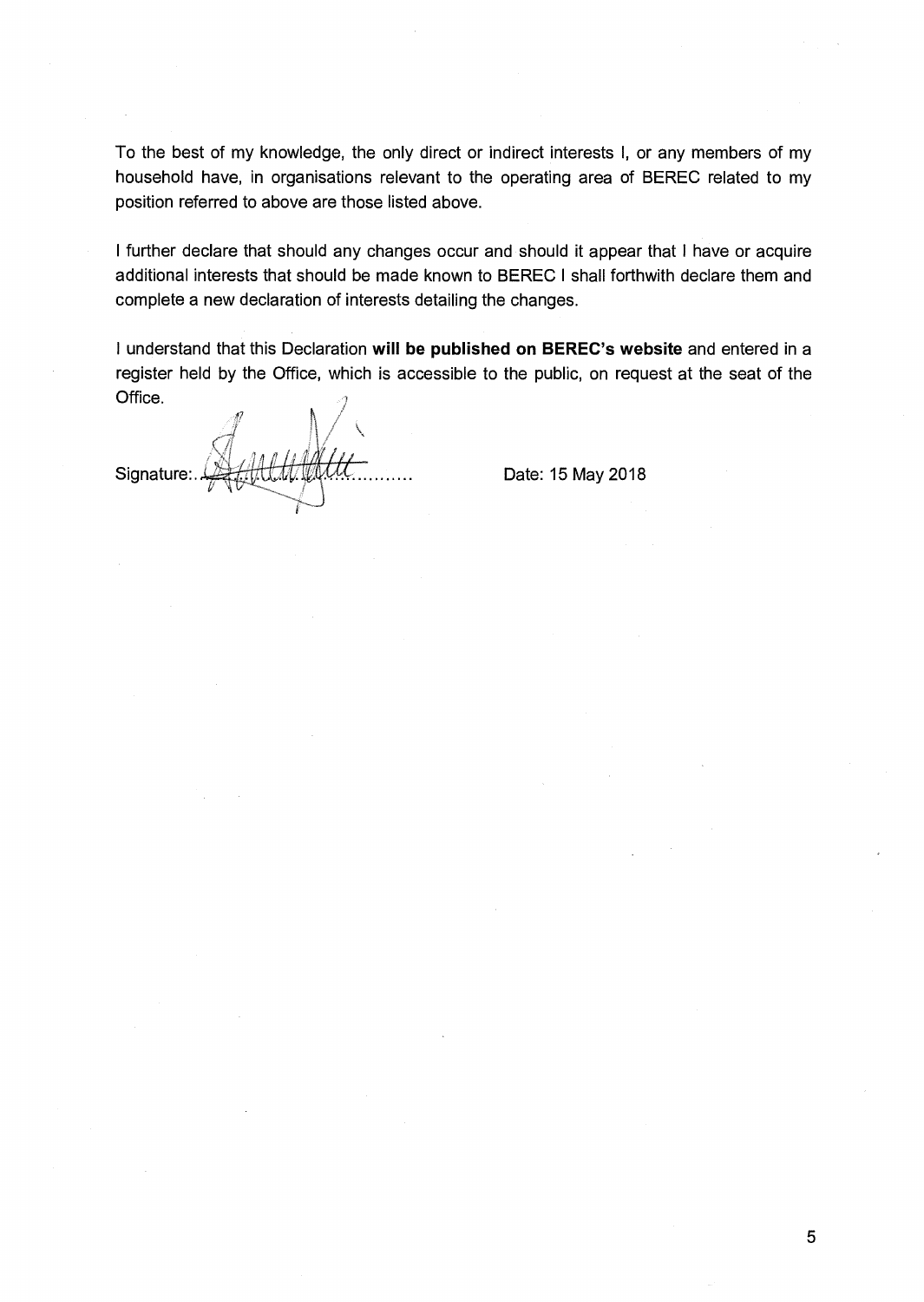To the best of my knowledge, the only direct or indirect interests I, or any members of my household have, in organisations relevant to the operating area of BEREC related to my position referred to above are those listed above.

I further declare that should any changes occur and should it appear that I have or acquire additional interests that should be made known to BEREC I shall forthwith declare them and complete a new declaration of interests detailing the changes.

I understand that this Declaration **will be published on BEREC's website** and entered in a register held by the Office, which is accessible to the public, on request at the seat of the Office.

Signature:.............................. Date: 15 May 2018